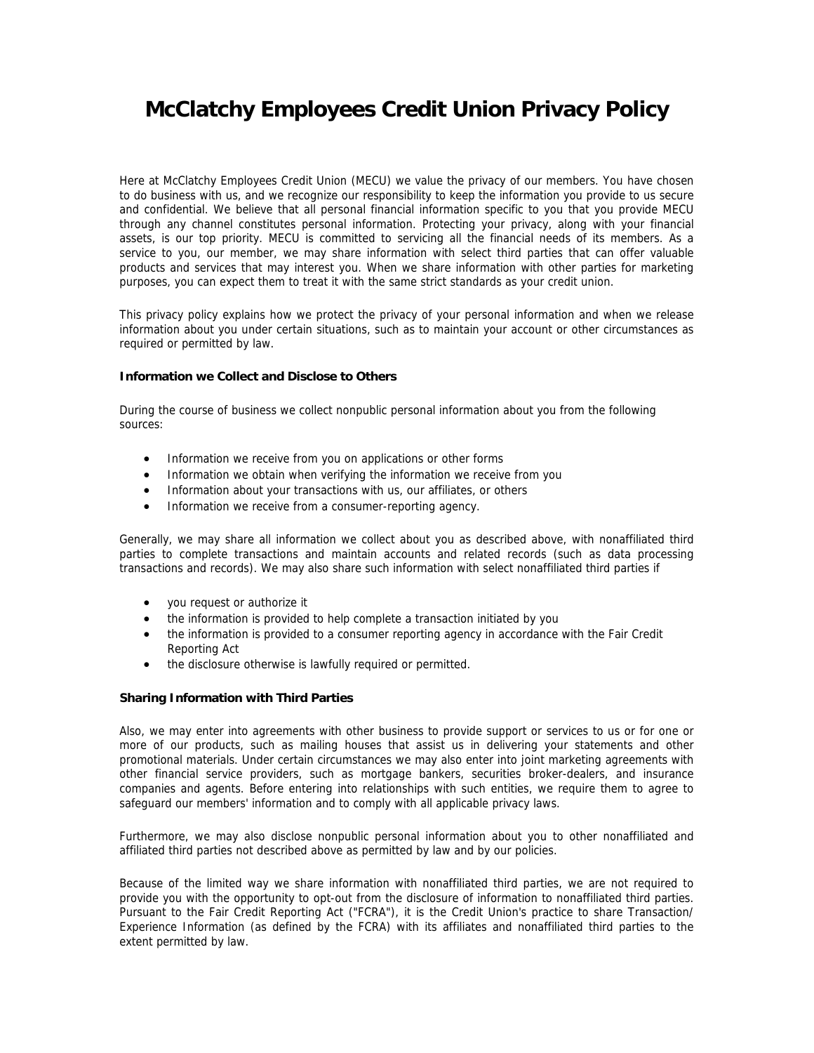# McClatchy Employees Credit Union Privacy Policy

Here at McClatchy Employees Credit Union (MECU) we value the privacy of our members. You have chosen to do business with us, and we recognize our responsibility to keep the information you provide to us secure and confidential. We believe that all personal financial information specific to you that you provide MECU through any channel constitutes personal information. Protecting your privacy, along with your financial assets, is our top priority. MECU is committed to servicing all the financial needs of its members. As a service to you, our member, we may share information with select third parties that can offer valuable products and services that may interest you. When we share information with other parties for marketing purposes, you can expect them to treat it with the same strict standards as your credit union.

This privacy policy explains how we protect the privacy of your personal information and when we release information about you under certain situations, such as to maintain your account or other circumstances as required or permitted by law.

**Information we Collect and Disclose to Others**

During the course of business we collect nonpublic personal information about you from the following sources:

- Information we receive from you on applications or other forms
- Information we obtain when verifying the information we receive from you
- Information about your transactions with us, our affiliates, or others
- Information we receive from a consumer-reporting agency.

Generally, we may share all information we collect about you as described above, with nonaffiliated third parties to complete transactions and maintain accounts and related records (such as data processing transactions and records). We may also share such information with select nonaffiliated third parties if

- you request or authorize it
- the information is provided to help complete a transaction initiated by you
- the information is provided to a consumer reporting agency in accordance with the Fair Credit Reporting Act
- the disclosure otherwise is lawfully required or permitted.

**Sharing Information with Third Parties**

Also, we may enter into agreements with other business to provide support or services to us or for one or more of our products, such as mailing houses that assist us in delivering your statements and other promotional materials. Under certain circumstances we may also enter into joint marketing agreements with other financial service providers, such as mortgage bankers, securities broker-dealers, and insurance companies and agents. Before entering into relationships with such entities, we require them to agree to safeguard our members' information and to comply with all applicable privacy laws.

Furthermore, we may also disclose nonpublic personal information about you to other nonaffiliated and affiliated third parties not described above as permitted by law and by our policies.

Because of the limited way we share information with nonaffiliated third parties, we are not required to provide you with the opportunity to opt-out from the disclosure of information to nonaffiliated third parties. Pursuant to the Fair Credit Reporting Act ("FCRA"), it is the Credit Union's practice to share Transaction/ Experience Information (as defined by the FCRA) with its affiliates and nonaffiliated third parties to the extent permitted by law.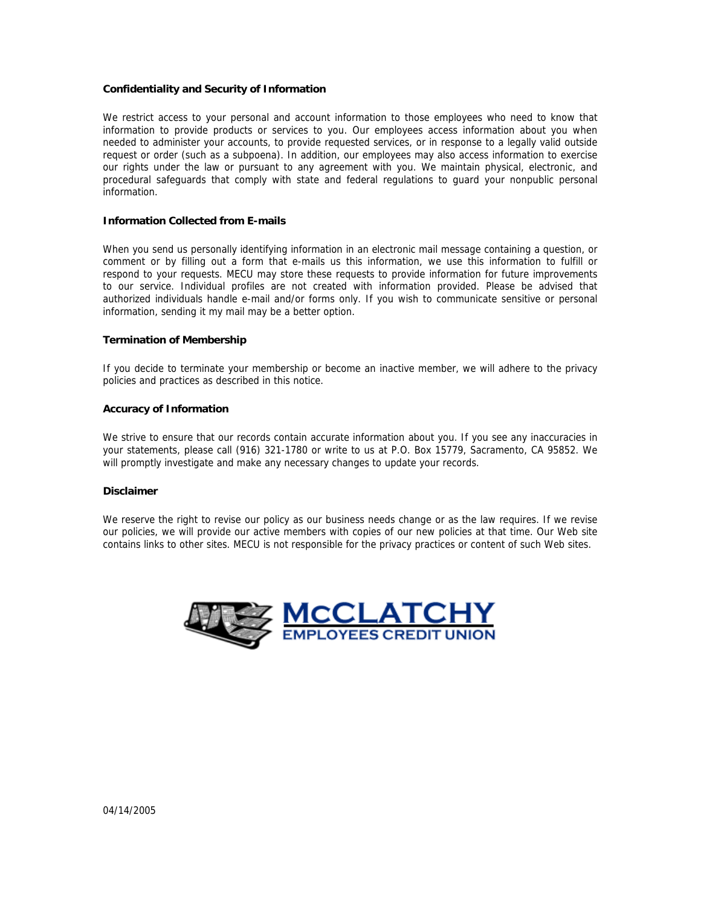**Confidentiality and Security of Information**

We restrict access to your personal and account information to those employees who need to know that information to provide products or services to you. Our employees access information about you when needed to administer your accounts, to provide requested services, or in response to a legally valid outside request or order (such as a subpoena). In addition, our employees may also access information to exercise our rights under the law or pursuant to any agreement with you. We maintain physical, electronic, and procedural safeguards that comply with state and federal regulations to guard your nonpublic personal information.

**Information Collected from E-mails**

When you send us personally identifying information in an electronic mail message containing a question, or comment or by filling out a form that e-mails us this information, we use this information to fulfill or respond to your requests. MECU may store these requests to provide information for future improvements to our service. Individual profiles are not created with information provided. Please be advised that authorized individuals handle e-mail and/or forms only. If you wish to communicate sensitive or personal information, sending it my mail may be a better option.

**Termination of Membership**

If you decide to terminate your membership or become an inactive member, we will adhere to the privacy policies and practices as described in this notice.

**Accuracy of Information**

We strive to ensure that our records contain accurate information about you. If you see any inaccuracies in your statements, please call (916) 321-1780 or write to us at P.O. Box 15779, Sacramento, CA 95852. We will promptly investigate and make any necessary changes to update your records.

**Disclaimer**

We reserve the right to revise our policy as our business needs change or as the law requires. If we revise our policies, we will provide our active members with copies of our new policies at that time. Our Web site contains links to other sites. MECU is not responsible for the privacy practices or content of such Web sites.

McCLATCHY
EMPLOYEES CREDIT UNION

04/14/2005